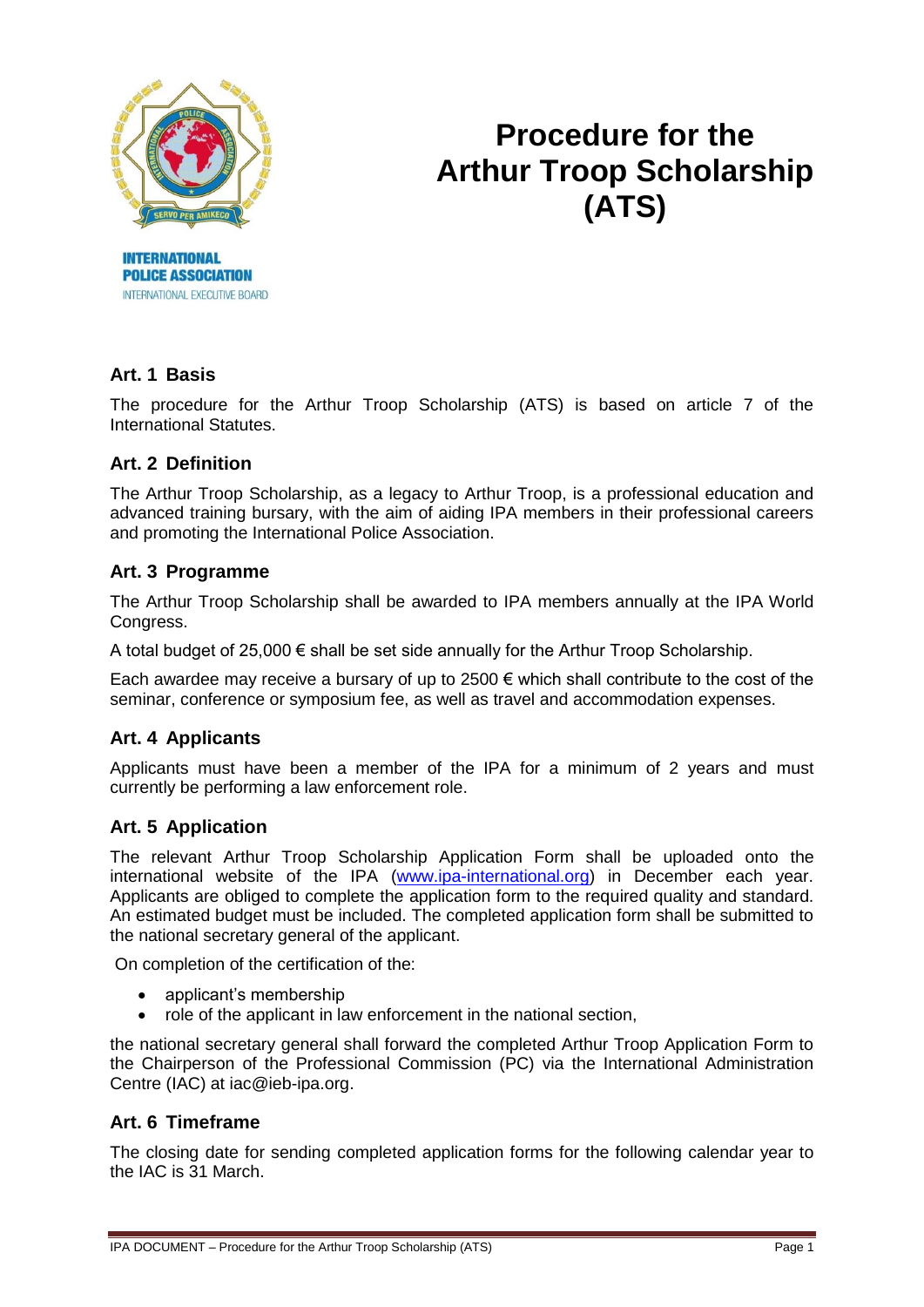INTERNATIONAL POLICE ASSOCIATION
INTERNATIONAL EXECUTIVE BOARD

# Procedure for the Arthur Troop Scholarship (ATS)

## Art. 1 Basis

The procedure for the Arthur Troop Scholarship (ATS) is based on article 7 of the International Statutes.

## Art. 2 Definition

The Arthur Troop Scholarship, as a legacy to Arthur Troop, is a professional education and advanced training bursary, with the aim of aiding IPA members in their professional careers and promoting the International Police Association.

## Art. 3 Programme

The Arthur Troop Scholarship shall be awarded to IPA members annually at the IPA World Congress.

A total budget of 25,000 € shall be set side annually for the Arthur Troop Scholarship.

Each awardee may receive a bursary of up to 2500 € which shall contribute to the cost of the seminar, conference or symposium fee, as well as travel and accommodation expenses.

## Art. 4 Applicants

Applicants must have been a member of the IPA for a minimum of 2 years and must currently be performing a law enforcement role.

## Art. 5 Application

The relevant Arthur Troop Scholarship Application Form shall be uploaded onto the international website of the IPA (www.ipa-international.org) in December each year. Applicants are obliged to complete the application form to the required quality and standard. An estimated budget must be included. The completed application form shall be submitted to the national secretary general of the applicant.

On completion of the certification of the:

- applicant's membership
- role of the applicant in law enforcement in the national section,

the national secretary general shall forward the completed Arthur Troop Application Form to the Chairperson of the Professional Commission (PC) via the International Administration Centre (IAC) at iac@ieb-ipa.org.

## Art. 6 Timeframe

The closing date for sending completed application forms for the following calendar year to the IAC is 31 March.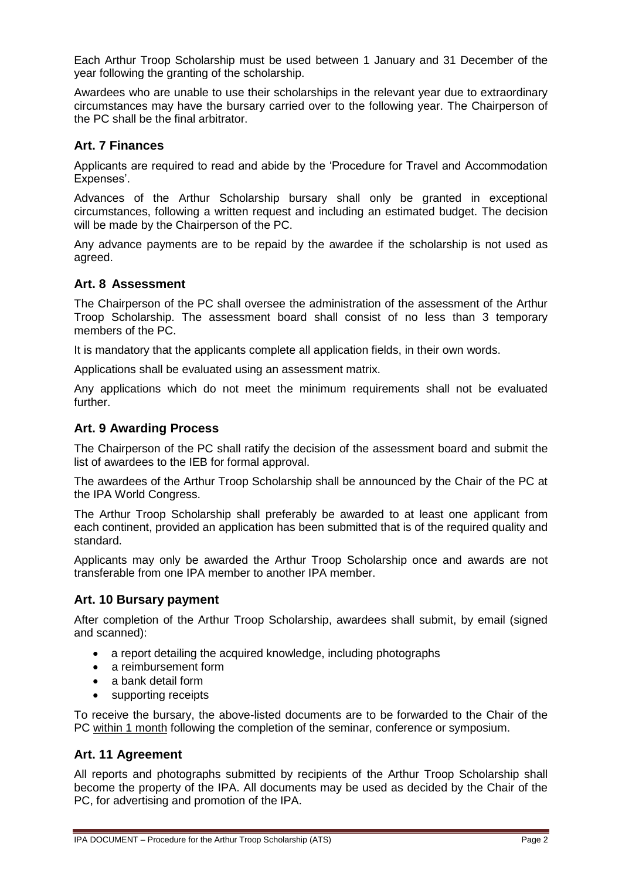Each Arthur Troop Scholarship must be used between 1 January and 31 December of the year following the granting of the scholarship.

Awardees who are unable to use their scholarships in the relevant year due to extraordinary circumstances may have the bursary carried over to the following year. The Chairperson of the PC shall be the final arbitrator.

## Art. 7 Finances

Applicants are required to read and abide by the 'Procedure for Travel and Accommodation Expenses'.

Advances of the Arthur Scholarship bursary shall only be granted in exceptional circumstances, following a written request and including an estimated budget. The decision will be made by the Chairperson of the PC.

Any advance payments are to be repaid by the awardee if the scholarship is not used as agreed.

## Art. 8 Assessment

The Chairperson of the PC shall oversee the administration of the assessment of the Arthur Troop Scholarship. The assessment board shall consist of no less than 3 temporary members of the PC.

It is mandatory that the applicants complete all application fields, in their own words.

Applications shall be evaluated using an assessment matrix.

Any applications which do not meet the minimum requirements shall not be evaluated further.

## Art. 9 Awarding Process

The Chairperson of the PC shall ratify the decision of the assessment board and submit the list of awardees to the IEB for formal approval.

The awardees of the Arthur Troop Scholarship shall be announced by the Chair of the PC at the IPA World Congress.

The Arthur Troop Scholarship shall preferably be awarded to at least one applicant from each continent, provided an application has been submitted that is of the required quality and standard.

Applicants may only be awarded the Arthur Troop Scholarship once and awards are not transferable from one IPA member to another IPA member.

## Art. 10 Bursary payment

After completion of the Arthur Troop Scholarship, awardees shall submit, by email (signed and scanned):

- a report detailing the acquired knowledge, including photographs
- a reimbursement form
- a bank detail form
- supporting receipts

To receive the bursary, the above-listed documents are to be forwarded to the Chair of the PC <u>within 1 month</u> following the completion of the seminar, conference or symposium.

## Art. 11 Agreement

All reports and photographs submitted by recipients of the Arthur Troop Scholarship shall become the property of the IPA. All documents may be used as decided by the Chair of the PC, for advertising and promotion of the IPA.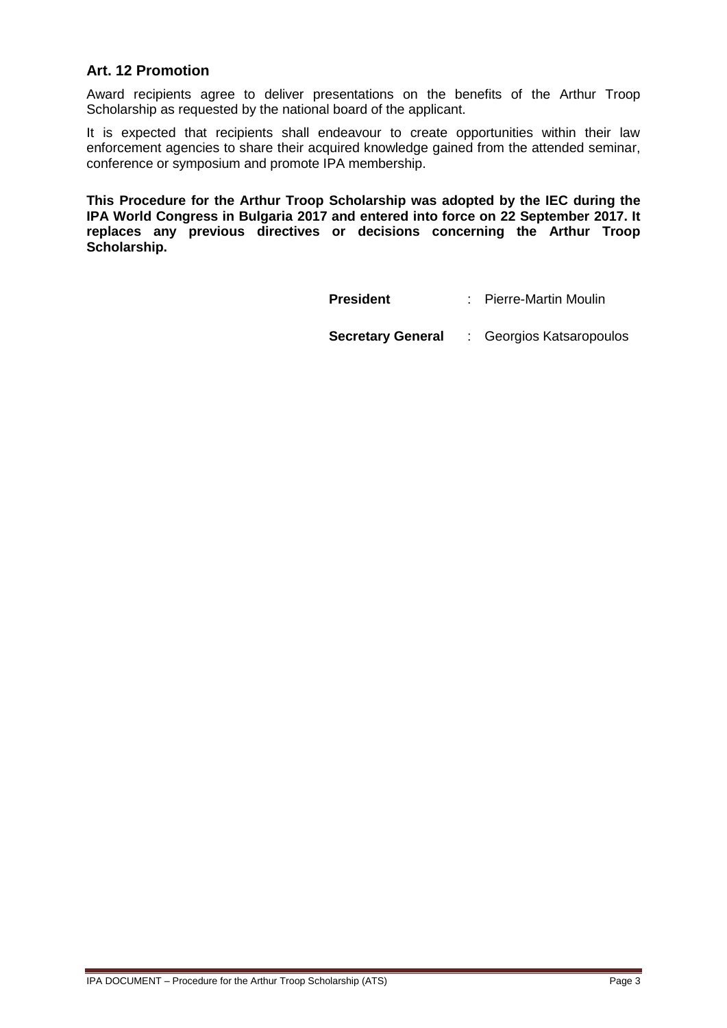## Art. 12 Promotion

Award recipients agree to deliver presentations on the benefits of the Arthur Troop Scholarship as requested by the national board of the applicant.

It is expected that recipients shall endeavour to create opportunities within their law enforcement agencies to share their acquired knowledge gained from the attended seminar, conference or symposium and promote IPA membership.

**This Procedure for the Arthur Troop Scholarship was adopted by the IEC during the IPA World Congress in Bulgaria 2017 and entered into force on 22 September 2017. It replaces any previous directives or decisions concerning the Arthur Troop Scholarship.**

**President** : Pierre-Martin Moulin

**Secretary General** : Georgios Katsaropoulos